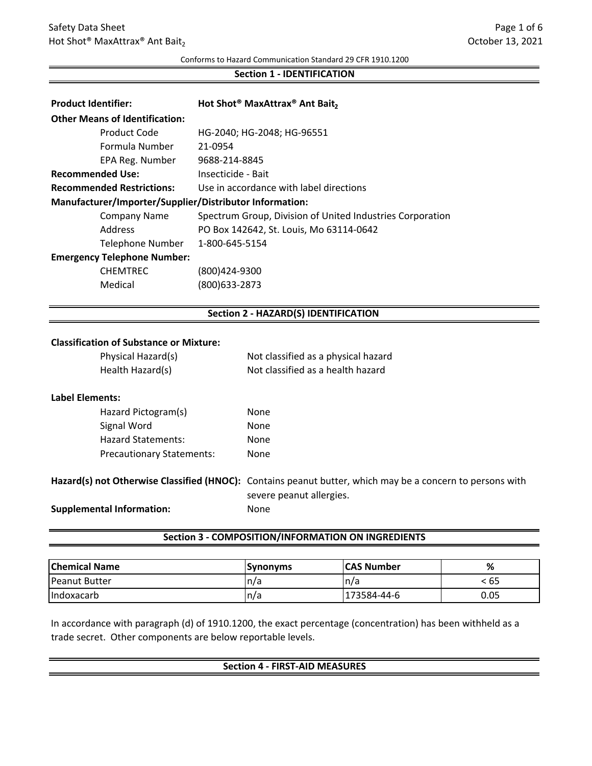Conforms to Hazard Communication Standard 29 CFR 1910.1200

## Section 1 - IDENTIFICATION

**Product Identifier:** **Hot Shot® MaxAttrax® Ant Bait$_2$**

**Other Means of Identification:**

| | |
|---|---|
| Product Code | HG-2040; HG-2048; HG-96551 |
| Formula Number | 21-0954 |
| EPA Reg. Number | 9688-214-8845 |

**Recommended Use:** Insecticide - Bait

**Recommended Restrictions:** Use in accordance with label directions

**Manufacturer/Importer/Supplier/Distributor Information:**

| | |
|---|---|
| Company Name | Spectrum Group, Division of United Industries Corporation |
| Address | PO Box 142642, St. Louis, Mo 63114-0642 |
| Telephone Number | 1-800-645-5154 |

**Emergency Telephone Number:**

| | |
|---|---|
| CHEMTREC | (800)424-9300 |
| Medical | (800)633-2873 |

## Section 2 - HAZARD(S) IDENTIFICATION

**Classification of Substance or Mixture:**

| | |
|---|---|
| Physical Hazard(s) | Not classified as a physical hazard |
| Health Hazard(s) | Not classified as a health hazard |

**Label Elements:**

| | |
|---|---|
| Hazard Pictogram(s) | None |
| Signal Word | None |
| Hazard Statements: | None |
| Precautionary Statements: | None |

**Hazard(s) not Otherwise Classified (HNOC):** Contains peanut butter, which may be a concern to persons with severe peanut allergies.

**Supplemental Information:** None

## Section 3 - COMPOSITION/INFORMATION ON INGREDIENTS

| Chemical Name | Synonyms | CAS Number | % |
|---|---|---|---|
| Peanut Butter | n/a | n/a | < 65 |
| Indoxacarb | n/a | 173584-44-6 | 0.05 |

In accordance with paragraph (d) of 1910.1200, the exact percentage (concentration) has been withheld as a trade secret. Other components are below reportable levels.

## Section 4 - FIRST-AID MEASURES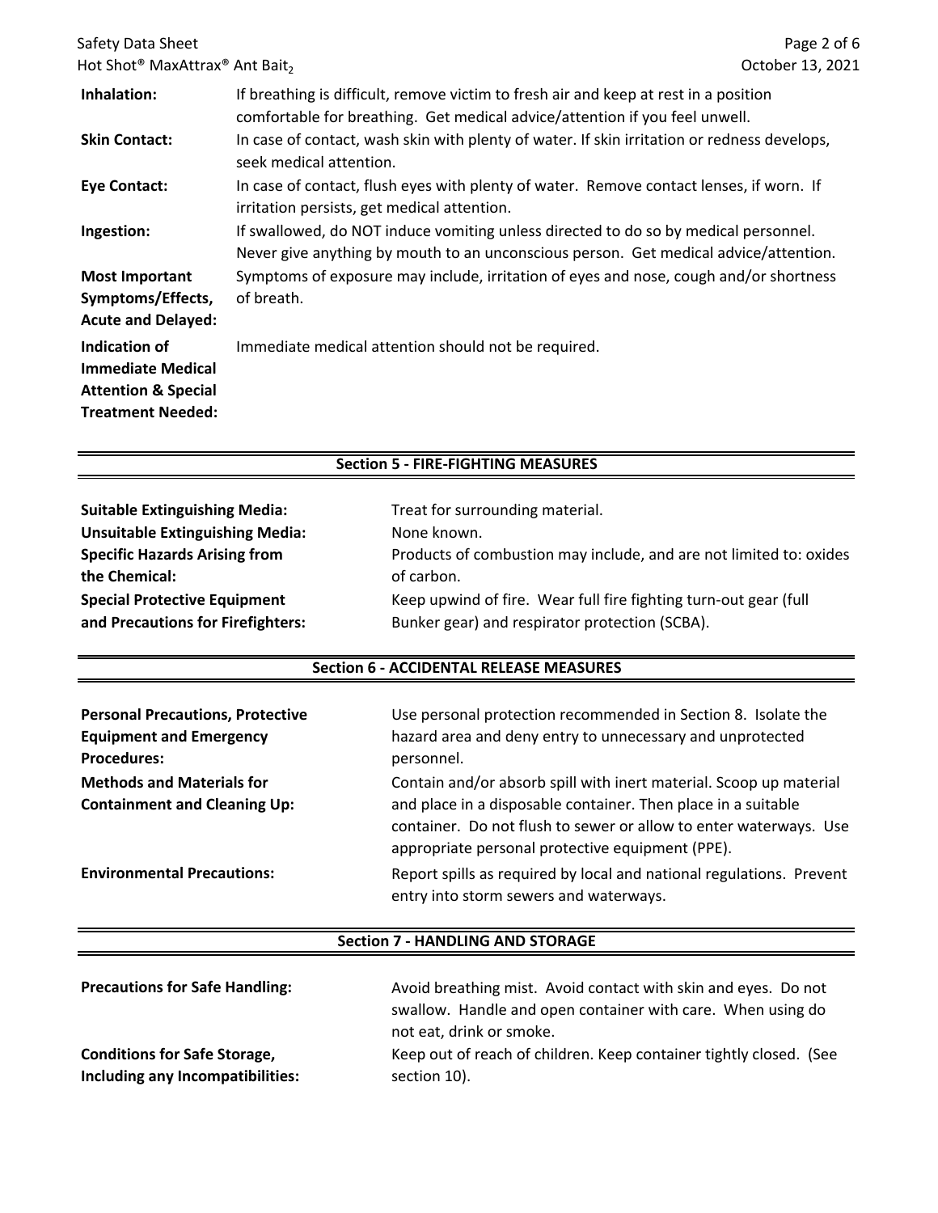**Inhalation:** If breathing is difficult, remove victim to fresh air and keep at rest in a position comfortable for breathing. Get medical advice/attention if you feel unwell.

**Skin Contact:** In case of contact, wash skin with plenty of water. If skin irritation or redness develops, seek medical attention.

**Eye Contact:** In case of contact, flush eyes with plenty of water. Remove contact lenses, if worn. If irritation persists, get medical attention.

**Ingestion:** If swallowed, do NOT induce vomiting unless directed to do so by medical personnel. Never give anything by mouth to an unconscious person. Get medical advice/attention.

**Most Important Symptoms/Effects, Acute and Delayed:** Symptoms of exposure may include, irritation of eyes and nose, cough and/or shortness of breath.

**Indication of Immediate Medical Attention & Special Treatment Needed:** Immediate medical attention should not be required.

## Section 5 - FIRE-FIGHTING MEASURES

**Suitable Extinguishing Media:** Treat for surrounding material.

**Unsuitable Extinguishing Media:** None known.

**Specific Hazards Arising from the Chemical:** Products of combustion may include, and are not limited to: oxides of carbon.

**Special Protective Equipment and Precautions for Firefighters:** Keep upwind of fire. Wear full fire fighting turn-out gear (full Bunker gear) and respirator protection (SCBA).

## Section 6 - ACCIDENTAL RELEASE MEASURES

**Personal Precautions, Protective Equipment and Emergency Procedures:** Use personal protection recommended in Section 8. Isolate the hazard area and deny entry to unnecessary and unprotected personnel.

**Methods and Materials for Containment and Cleaning Up:** Contain and/or absorb spill with inert material. Scoop up material and place in a disposable container. Then place in a suitable container. Do not flush to sewer or allow to enter waterways. Use appropriate personal protective equipment (PPE).

**Environmental Precautions:** Report spills as required by local and national regulations. Prevent entry into storm sewers and waterways.

## Section 7 - HANDLING AND STORAGE

**Precautions for Safe Handling:** Avoid breathing mist. Avoid contact with skin and eyes. Do not swallow. Handle and open container with care. When using do not eat, drink or smoke.

**Conditions for Safe Storage, Including any Incompatibilities:** Keep out of reach of children. Keep container tightly closed. (See section 10).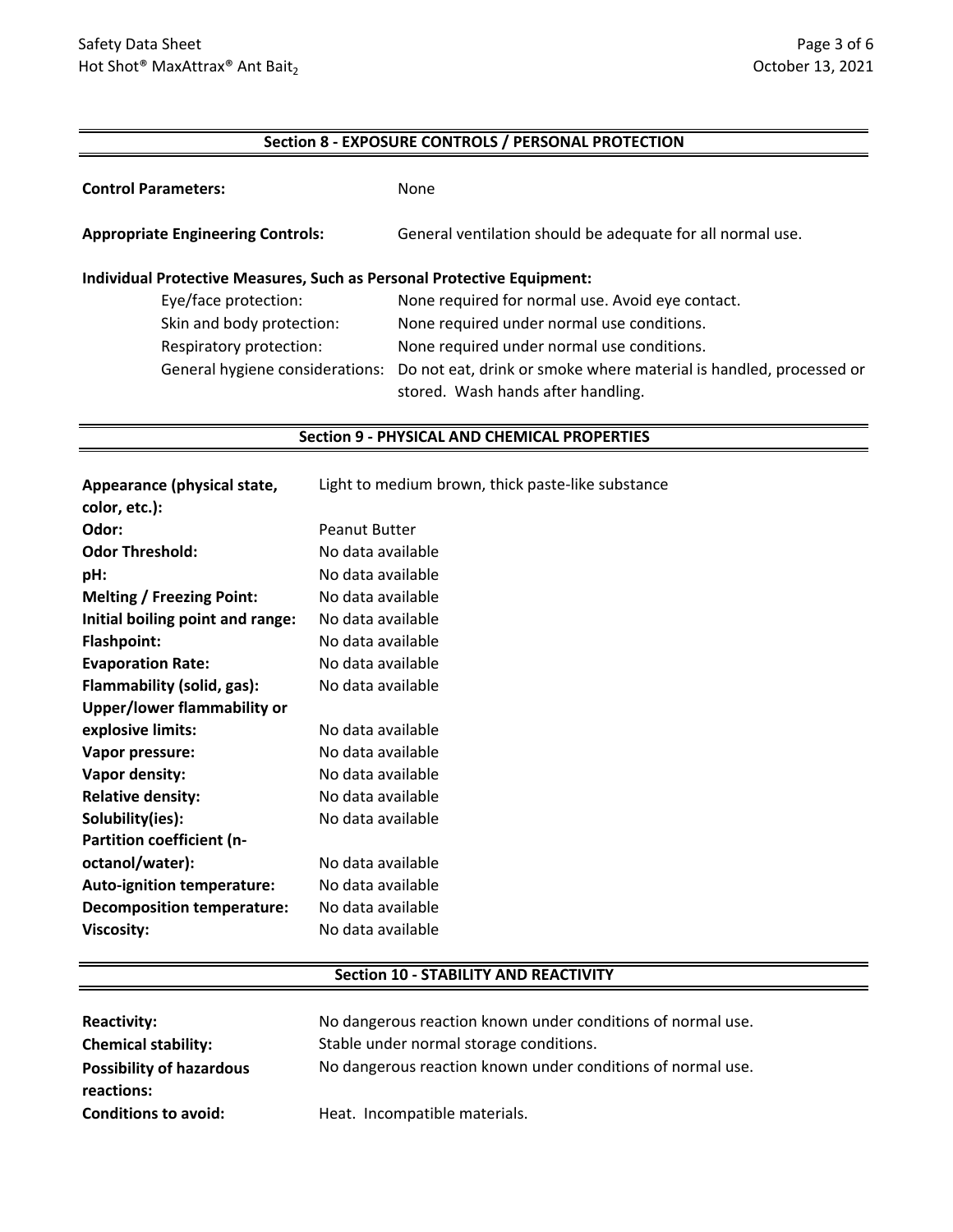## Section 8 - EXPOSURE CONTROLS / PERSONAL PROTECTION

**Control Parameters:** None

**Appropriate Engineering Controls:** General ventilation should be adequate for all normal use.

**Individual Protective Measures, Such as Personal Protective Equipment:**

| | |
|---|---|
| Eye/face protection: | None required for normal use. Avoid eye contact. |
| Skin and body protection: | None required under normal use conditions. |
| Respiratory protection: | None required under normal use conditions. |
| General hygiene considerations: | Do not eat, drink or smoke where material is handled, processed or stored. Wash hands after handling. |

## Section 9 - PHYSICAL AND CHEMICAL PROPERTIES

| | |
|---|---|
| **Appearance (physical state, color, etc.):** | Light to medium brown, thick paste-like substance |
| **Odor:** | Peanut Butter |
| **Odor Threshold:** | No data available |
| **pH:** | No data available |
| **Melting / Freezing Point:** | No data available |
| **Initial boiling point and range:** | No data available |
| **Flashpoint:** | No data available |
| **Evaporation Rate:** | No data available |
| **Flammability (solid, gas):** | No data available |
| **Upper/lower flammability or explosive limits:** | No data available |
| **Vapor pressure:** | No data available |
| **Vapor density:** | No data available |
| **Relative density:** | No data available |
| **Solubility(ies):** | No data available |
| **Partition coefficient (n-octanol/water):** | No data available |
| **Auto-ignition temperature:** | No data available |
| **Decomposition temperature:** | No data available |
| **Viscosity:** | No data available |

## Section 10 - STABILITY AND REACTIVITY

| | |
|---|---|
| **Reactivity:** | No dangerous reaction known under conditions of normal use. |
| **Chemical stability:** | Stable under normal storage conditions. |
| **Possibility of hazardous reactions:** | No dangerous reaction known under conditions of normal use. |
| **Conditions to avoid:** | Heat. Incompatible materials. |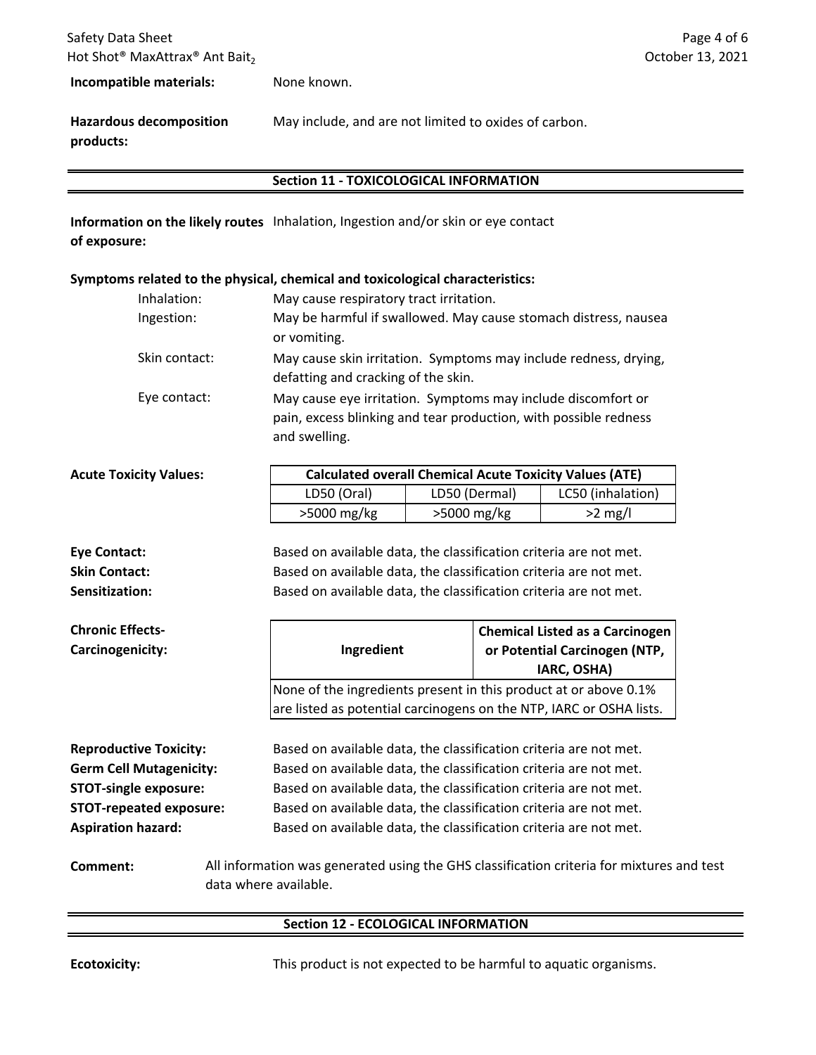**Incompatible materials:** None known.

**Hazardous decomposition products:** May include, and are not limited to oxides of carbon.

## Section 11 - TOXICOLOGICAL INFORMATION

**Information on the likely routes of exposure:** Inhalation, Ingestion and/or skin or eye contact

**Symptoms related to the physical, chemical and toxicological characteristics:**

- Inhalation: May cause respiratory tract irritation.
- Ingestion: May be harmful if swallowed. May cause stomach distress, nausea or vomiting.
- Skin contact: May cause skin irritation. Symptoms may include redness, drying, defatting and cracking of the skin.
- Eye contact: May cause eye irritation. Symptoms may include discomfort or pain, excess blinking and tear production, with possible redness and swelling.

**Acute Toxicity Values:**

| Calculated overall Chemical Acute Toxicity Values (ATE) | | |
|---|---|---|
| LD50 (Oral) | LD50 (Dermal) | LC50 (inhalation) |
| >5000 mg/kg | >5000 mg/kg | >2 mg/l |

**Eye Contact:** Based on available data, the classification criteria are not met.
**Skin Contact:** Based on available data, the classification criteria are not met.
**Sensitization:** Based on available data, the classification criteria are not met.

**Chronic Effects- Carcinogenicity:**

| Ingredient | Chemical Listed as a Carcinogen or Potential Carcinogen (NTP, IARC, OSHA) |
|---|---|
| None of the ingredients present in this product at or above 0.1% are listed as potential carcinogens on the NTP, IARC or OSHA lists. | |

**Reproductive Toxicity:** Based on available data, the classification criteria are not met.
**Germ Cell Mutagenicity:** Based on available data, the classification criteria are not met.
**STOT-single exposure:** Based on available data, the classification criteria are not met.
**STOT-repeated exposure:** Based on available data, the classification criteria are not met.
**Aspiration hazard:** Based on available data, the classification criteria are not met.

**Comment:** All information was generated using the GHS classification criteria for mixtures and test data where available.

## Section 12 - ECOLOGICAL INFORMATION

**Ecotoxicity:** This product is not expected to be harmful to aquatic organisms.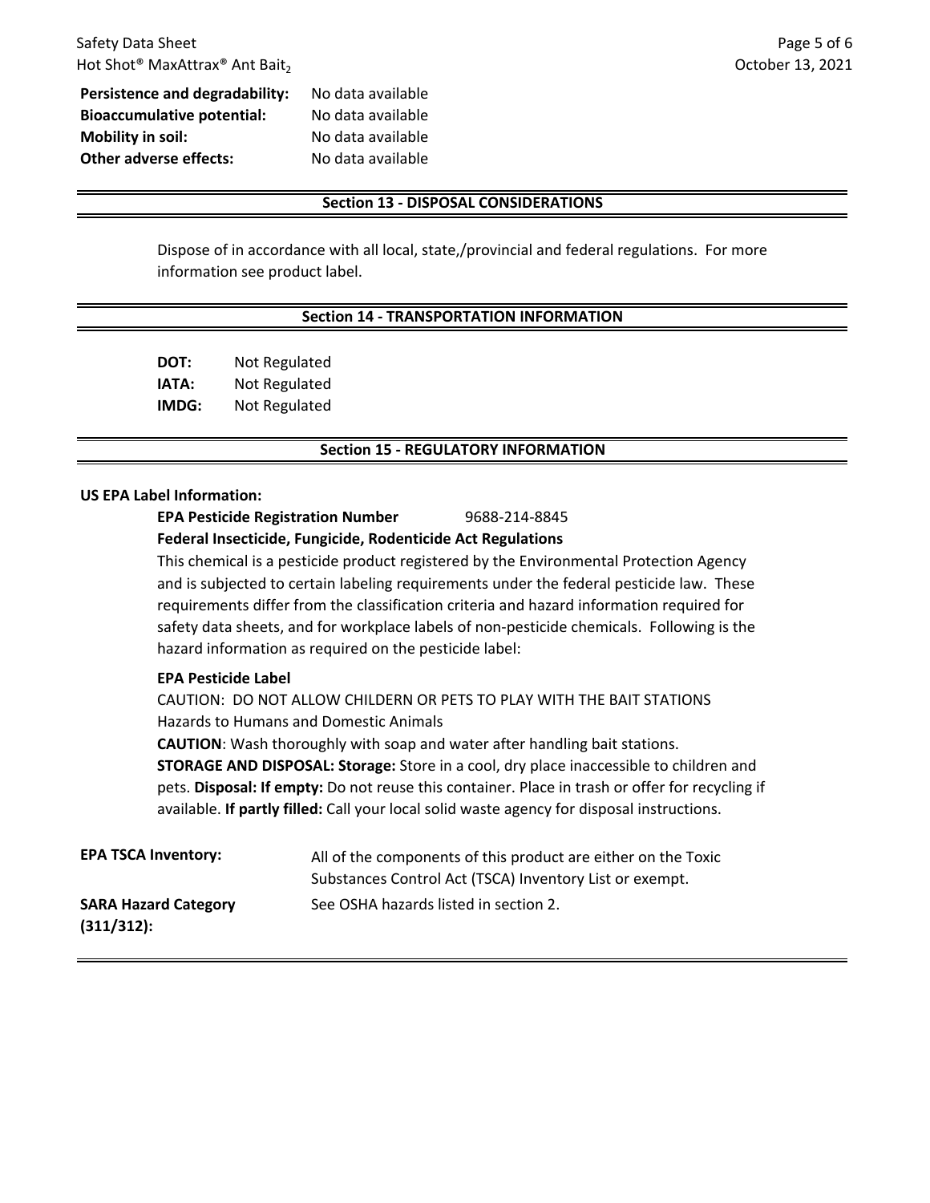**Persistence and degradability:** No data available
**Bioaccumulative potential:** No data available
**Mobility in soil:** No data available
**Other adverse effects:** No data available

## Section 13 - DISPOSAL CONSIDERATIONS

Dispose of in accordance with all local, state,/provincial and federal regulations. For more information see product label.

## Section 14 - TRANSPORTATION INFORMATION

**DOT:** Not Regulated
**IATA:** Not Regulated
**IMDG:** Not Regulated

## Section 15 - REGULATORY INFORMATION

**US EPA Label Information:**

**EPA Pesticide Registration Number** 9688-214-8845

**Federal Insecticide, Fungicide, Rodenticide Act Regulations**

This chemical is a pesticide product registered by the Environmental Protection Agency and is subjected to certain labeling requirements under the federal pesticide law. These requirements differ from the classification criteria and hazard information required for safety data sheets, and for workplace labels of non-pesticide chemicals. Following is the hazard information as required on the pesticide label:

**EPA Pesticide Label**

CAUTION: DO NOT ALLOW CHILDERN OR PETS TO PLAY WITH THE BAIT STATIONS
Hazards to Humans and Domestic Animals

**CAUTION**: Wash thoroughly with soap and water after handling bait stations.

**STORAGE AND DISPOSAL: Storage:** Store in a cool, dry place inaccessible to children and pets. **Disposal: If empty:** Do not reuse this container. Place in trash or offer for recycling if available. **If partly filled:** Call your local solid waste agency for disposal instructions.

**EPA TSCA Inventory:** All of the components of this product are either on the Toxic Substances Control Act (TSCA) Inventory List or exempt.

**SARA Hazard Category (311/312):** See OSHA hazards listed in section 2.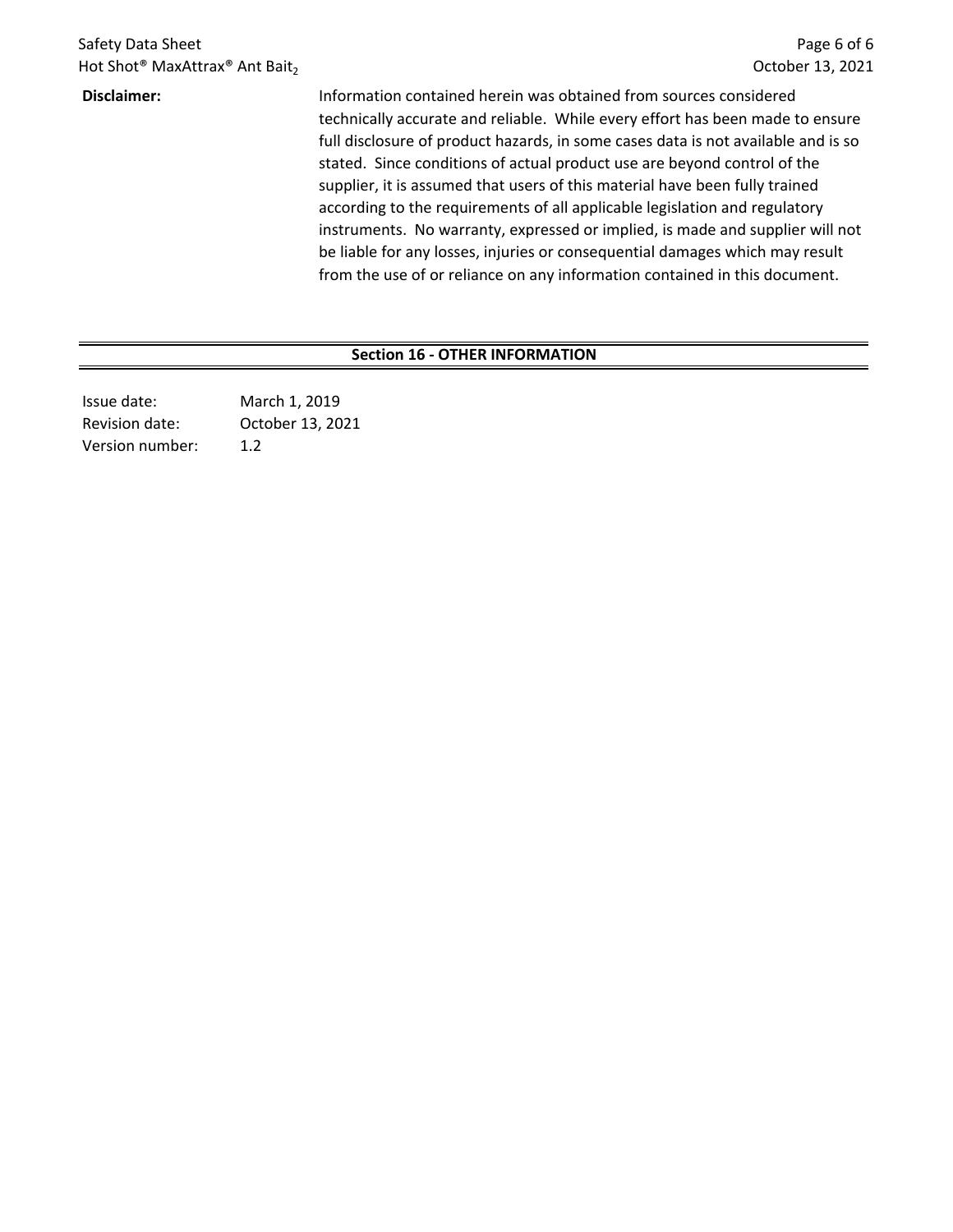**Disclaimer:** Information contained herein was obtained from sources considered technically accurate and reliable. While every effort has been made to ensure full disclosure of product hazards, in some cases data is not available and is so stated. Since conditions of actual product use are beyond control of the supplier, it is assumed that users of this material have been fully trained according to the requirements of all applicable legislation and regulatory instruments. No warranty, expressed or implied, is made and supplier will not be liable for any losses, injuries or consequential damages which may result from the use of or reliance on any information contained in this document.

## Section 16 - OTHER INFORMATION

| | |
|---|---|
| Issue date: | March 1, 2019 |
| Revision date: | October 13, 2021 |
| Version number: | 1.2 |